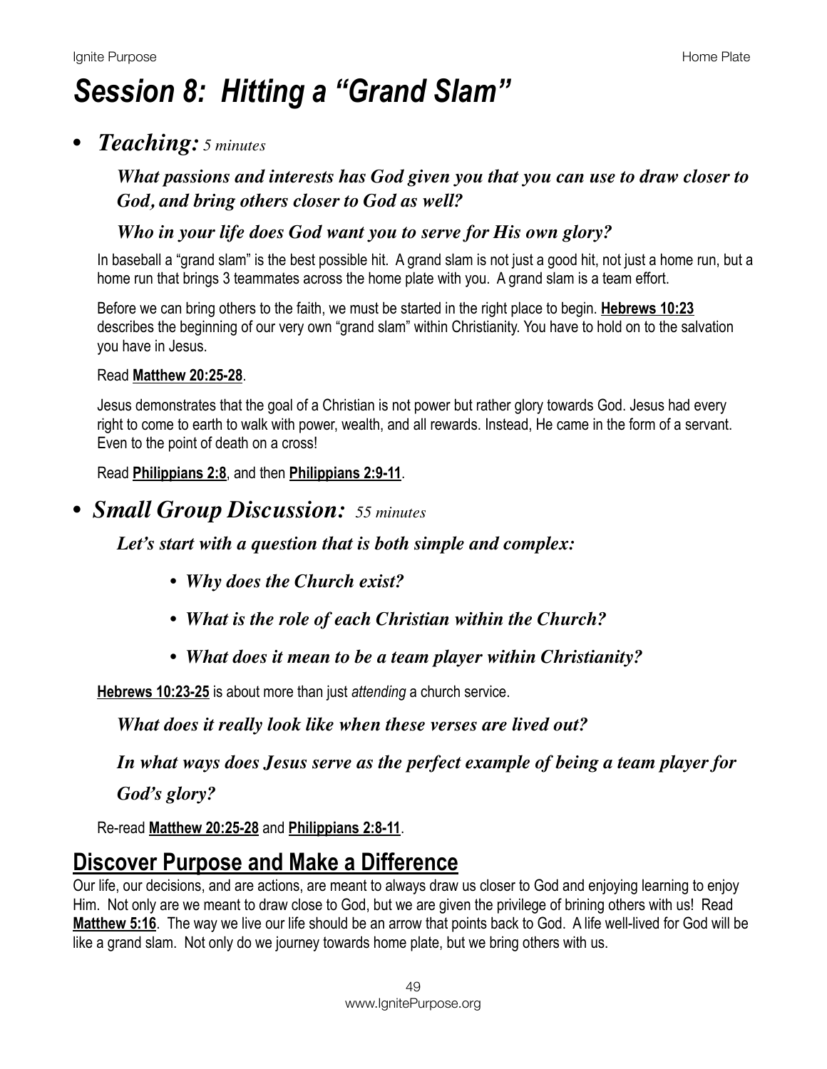# *Session 8: Hitting a "Grand Slam"*

- ***Teaching:*** *5 minutes*

  ***What passions and interests has God given you that you can use to draw closer to God, and bring others closer to God as well?***

  ***Who in your life does God want you to serve for His own glory?***

  In baseball a "grand slam" is the best possible hit. A grand slam is not just a good hit, not just a home run, but a home run that brings 3 teammates across the home plate with you. A grand slam is a team effort.

  Before we can bring others to the faith, we must be started in the right place to begin. **Hebrews 10:23** describes the beginning of our very own "grand slam" within Christianity. You have to hold on to the salvation you have in Jesus.

  Read **Matthew 20:25-28**.

  Jesus demonstrates that the goal of a Christian is not power but rather glory towards God. Jesus had every right to come to earth to walk with power, wealth, and all rewards. Instead, He came in the form of a servant. Even to the point of death on a cross!

  Read **Philippians 2:8**, and then **Philippians 2:9-11**.

- ***Small Group Discussion:*** *55 minutes*

  ***Let's start with a question that is both simple and complex:***

  - ***Why does the Church exist?***
  - ***What is the role of each Christian within the Church?***
  - ***What does it mean to be a team player within Christianity?***

  **Hebrews 10:23-25** is about more than just *attending* a church service.

  ***What does it really look like when these verses are lived out?***

  ***In what ways does Jesus serve as the perfect example of being a team player for God's glory?***

  Re-read **Matthew 20:25-28** and **Philippians 2:8-11**.

## Discover Purpose and Make a Difference

Our life, our decisions, and are actions, are meant to always draw us closer to God and enjoying learning to enjoy Him. Not only are we meant to draw close to God, but we are given the privilege of brining others with us! Read **Matthew 5:16**. The way we live our life should be an arrow that points back to God. A life well-lived for God will be like a grand slam. Not only do we journey towards home plate, but we bring others with us.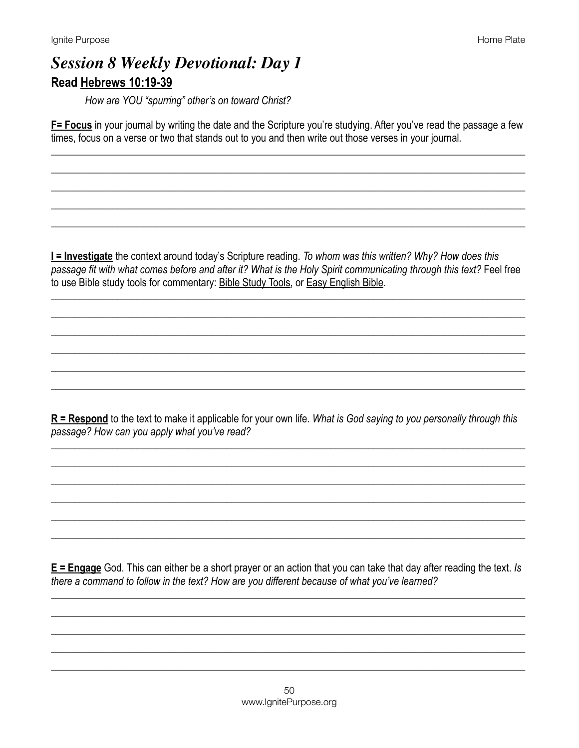# *Session 8 Weekly Devotional: Day 1*

## Read Hebrews 10:19-39

*How are YOU "spurring" other's on toward Christ?*

**F= Focus** in your journal by writing the date and the Scripture you're studying. After you've read the passage a few times, focus on a verse or two that stands out to you and then write out those verses in your journal.

**I = Investigate** the context around today's Scripture reading. *To whom was this written? Why? How does this passage fit with what comes before and after it? What is the Holy Spirit communicating through this text?* Feel free to use Bible study tools for commentary: Bible Study Tools, or Easy English Bible.

**R = Respond** to the text to make it applicable for your own life. *What is God saying to you personally through this passage? How can you apply what you've read?*

**E = Engage** God. This can either be a short prayer or an action that you can take that day after reading the text. *Is there a command to follow in the text? How are you different because of what you've learned?*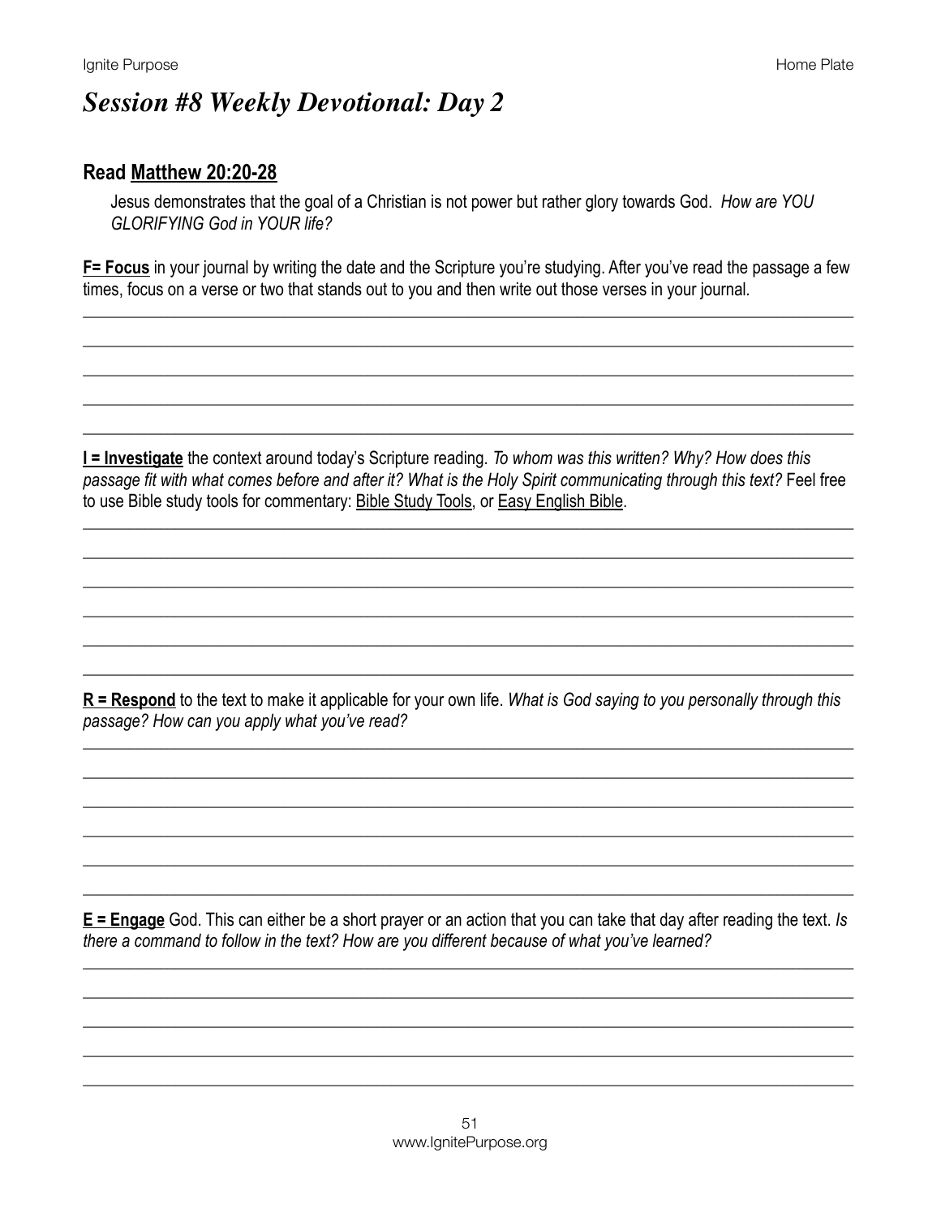# *Session #8 Weekly Devotional: Day 2*

## Read Matthew 20:20-28

Jesus demonstrates that the goal of a Christian is not power but rather glory towards God. *How are YOU GLORIFYING God in YOUR life?*

**F= Focus** in your journal by writing the date and the Scripture you're studying. After you've read the passage a few times, focus on a verse or two that stands out to you and then write out those verses in your journal.

______________________________________________________________________________

______________________________________________________________________________

______________________________________________________________________________

______________________________________________________________________________

______________________________________________________________________________

**I = Investigate** the context around today's Scripture reading. *To whom was this written? Why? How does this passage fit with what comes before and after it? What is the Holy Spirit communicating through this text?* Feel free to use Bible study tools for commentary: Bible Study Tools, or Easy English Bible.

______________________________________________________________________________

______________________________________________________________________________

______________________________________________________________________________

______________________________________________________________________________

______________________________________________________________________________

______________________________________________________________________________

**R = Respond** to the text to make it applicable for your own life. *What is God saying to you personally through this passage? How can you apply what you've read?*

______________________________________________________________________________

______________________________________________________________________________

______________________________________________________________________________

______________________________________________________________________________

______________________________________________________________________________

______________________________________________________________________________

**E = Engage** God. This can either be a short prayer or an action that you can take that day after reading the text. *Is there a command to follow in the text? How are you different because of what you've learned?*

______________________________________________________________________________

______________________________________________________________________________

______________________________________________________________________________

______________________________________________________________________________

______________________________________________________________________________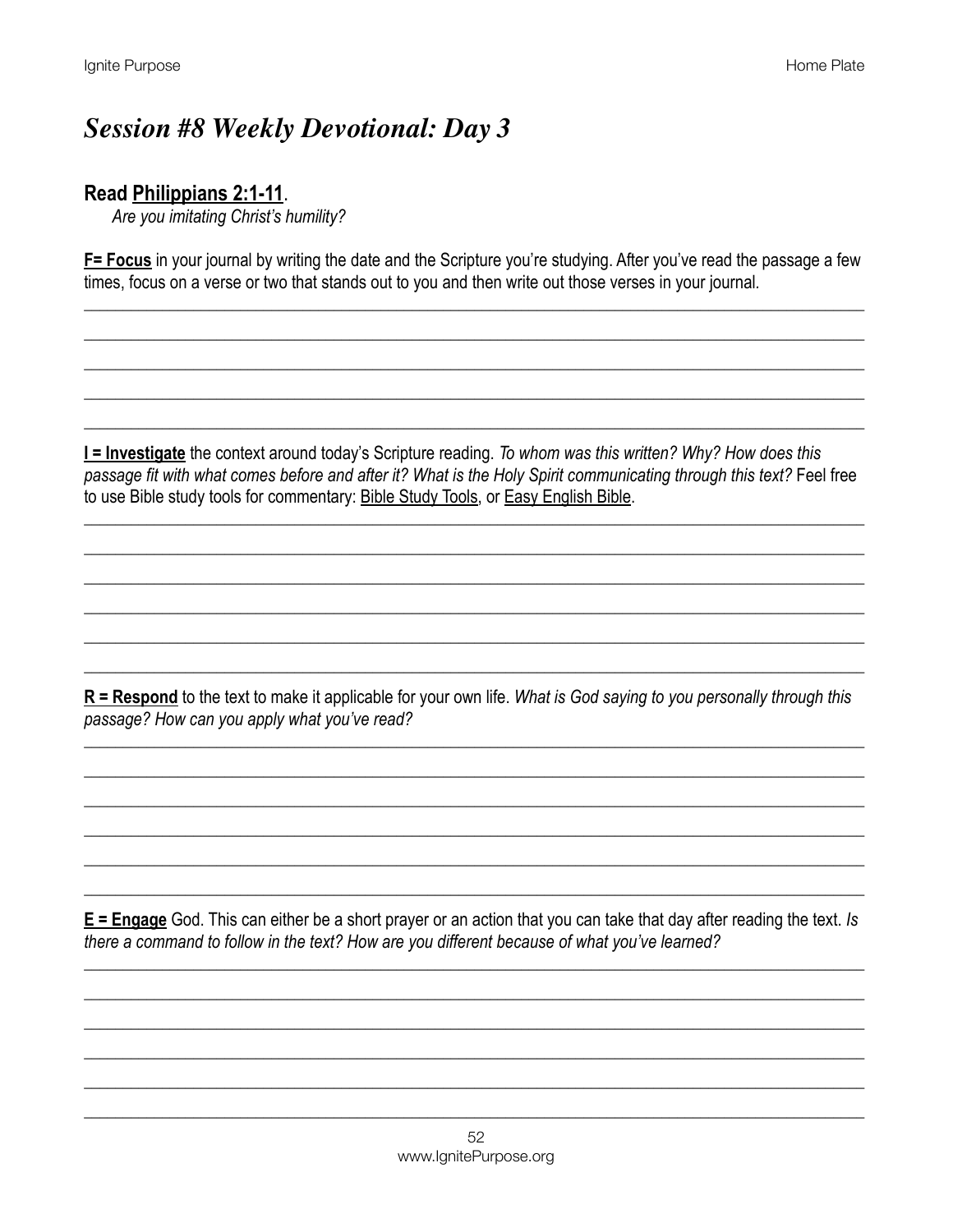# *Session #8 Weekly Devotional: Day 3*

**Read Philippians 2:1-11**.

*Are you imitating Christ's humility?*

**F= Focus** in your journal by writing the date and the Scripture you're studying. After you've read the passage a few times, focus on a verse or two that stands out to you and then write out those verses in your journal.

______________________________________________________________________________

______________________________________________________________________________

______________________________________________________________________________

______________________________________________________________________________

______________________________________________________________________________

**I = Investigate** the context around today's Scripture reading. *To whom was this written? Why? How does this passage fit with what comes before and after it? What is the Holy Spirit communicating through this text?* Feel free to use Bible study tools for commentary: Bible Study Tools, or Easy English Bible.

______________________________________________________________________________

______________________________________________________________________________

______________________________________________________________________________

______________________________________________________________________________

______________________________________________________________________________

______________________________________________________________________________

**R = Respond** to the text to make it applicable for your own life. *What is God saying to you personally through this passage? How can you apply what you've read?*

______________________________________________________________________________

______________________________________________________________________________

______________________________________________________________________________

______________________________________________________________________________

______________________________________________________________________________

______________________________________________________________________________

**E = Engage** God. This can either be a short prayer or an action that you can take that day after reading the text. *Is there a command to follow in the text? How are you different because of what you've learned?*

______________________________________________________________________________

______________________________________________________________________________

______________________________________________________________________________

______________________________________________________________________________

______________________________________________________________________________

______________________________________________________________________________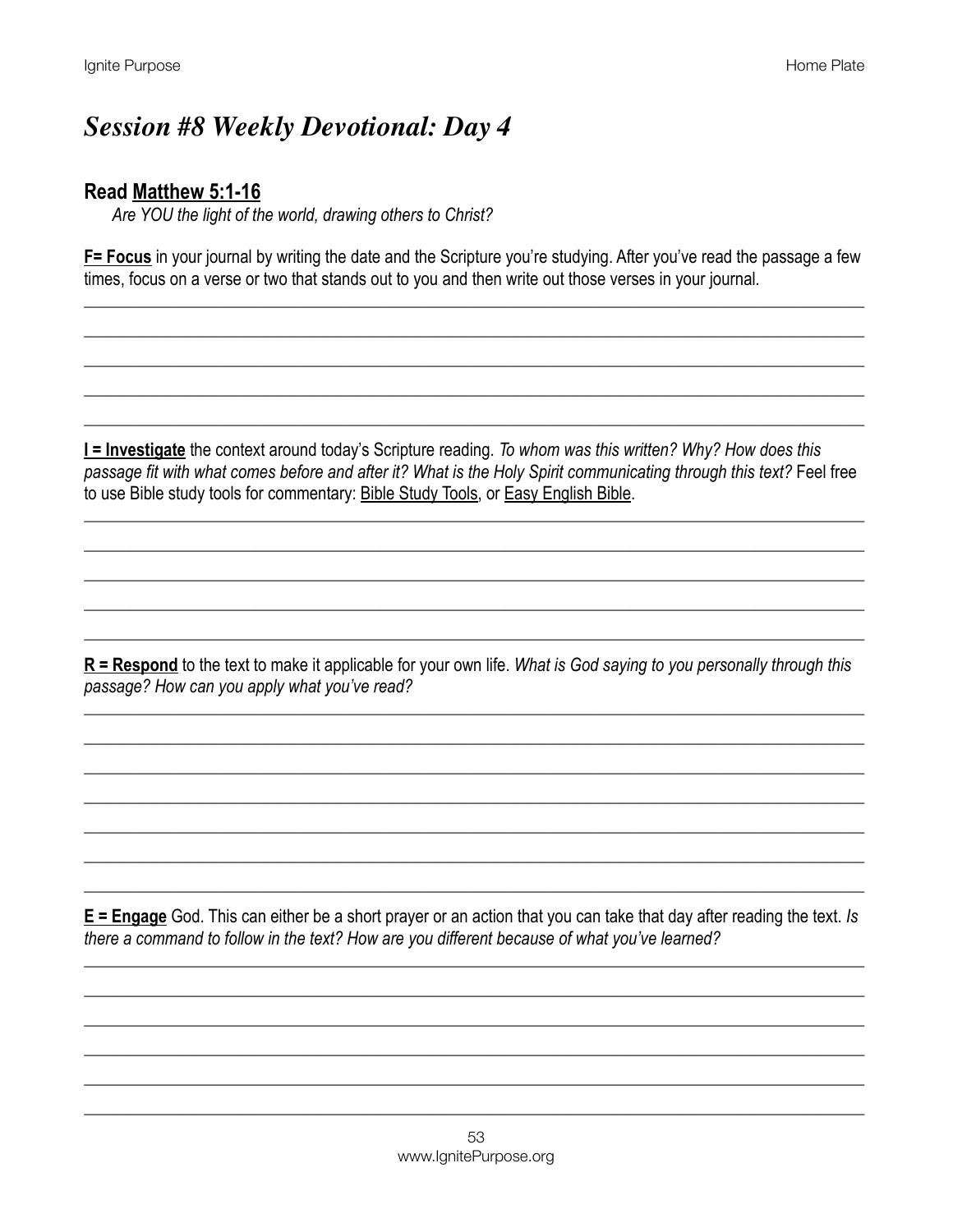## *Session #8 Weekly Devotional: Day 4*

### Read Matthew 5:1-16

*Are YOU the light of the world, drawing others to Christ?*

**F= Focus** in your journal by writing the date and the Scripture you're studying. After you've read the passage a few times, focus on a verse or two that stands out to you and then write out those verses in your journal.

**I = Investigate** the context around today's Scripture reading. *To whom was this written? Why? How does this passage fit with what comes before and after it? What is the Holy Spirit communicating through this text?* Feel free to use Bible study tools for commentary: Bible Study Tools, or Easy English Bible.

**R = Respond** to the text to make it applicable for your own life. *What is God saying to you personally through this passage? How can you apply what you've read?*

**E = Engage** God. This can either be a short prayer or an action that you can take that day after reading the text. *Is there a command to follow in the text? How are you different because of what you've learned?*

www.IgnitePurpose.org